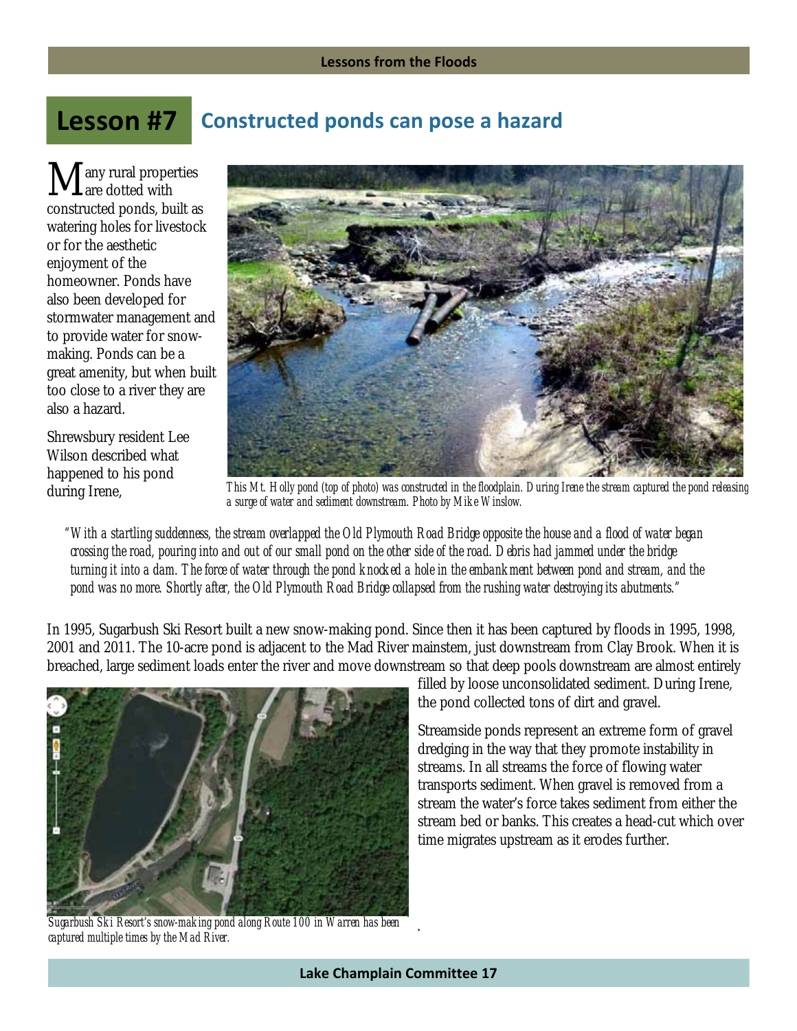# Lesson #7 Constructed ponds can pose a hazard

Many rural properties are dotted with constructed ponds, built as watering holes for livestock or for the aesthetic enjoyment of the homeowner. Ponds have also been developed for stormwater management and to provide water for snow-making. Ponds can be a great amenity, but when built too close to a river they are also a hazard.

Shrewsbury resident Lee Wilson described what happened to his pond during Irene,

*This Mt. Holly pond (top of photo) was constructed in the floodplain. During Irene the stream captured the pond releasing a surge of water and sediment downstream. Photo by Mike Winslow.*

> *"With a startling suddenness, the stream overlapped the Old Plymouth Road Bridge opposite the house and a flood of water began crossing the road, pouring into and out of our small pond on the other side of the road. Debris had jammed under the bridge turning it into a dam. The force of water through the pond knocked a hole in the embankment between pond and stream, and the pond was no more. Shortly after, the Old Plymouth Road Bridge collapsed from the rushing water destroying its abutments."*

In 1995, Sugarbush Ski Resort built a new snow-making pond. Since then it has been captured by floods in 1995, 1998, 2001 and 2011. The 10-acre pond is adjacent to the Mad River mainstem, just downstream from Clay Brook. When it is breached, large sediment loads enter the river and move downstream so that deep pools downstream are almost entirely filled by loose unconsolidated sediment. During Irene, the pond collected tons of dirt and gravel.

*Sugarbush Ski Resort's snow-making pond along Route 100 in Warren has been captured multiple times by the Mad River.*

Streamside ponds represent an extreme form of gravel dredging in the way that they promote instability in streams. In all streams the force of flowing water transports sediment. When gravel is removed from a stream the water's force takes sediment from either the stream bed or banks. This creates a head-cut which over time migrates upstream as it erodes further.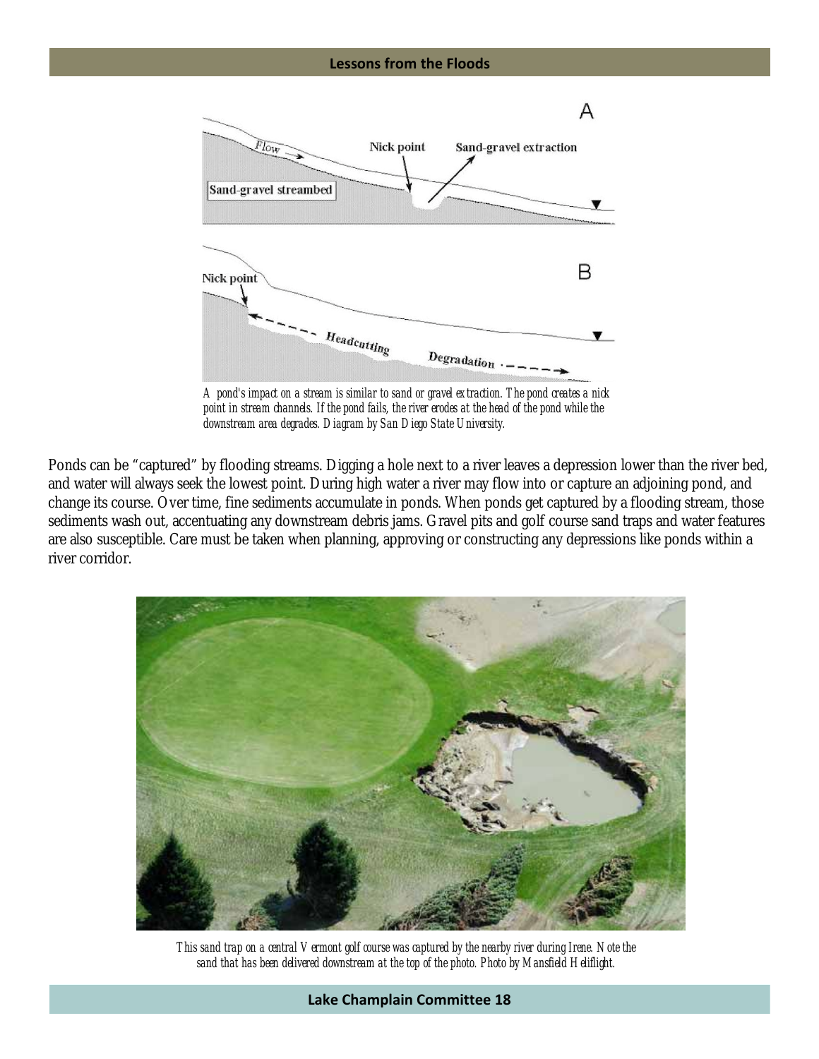A

Flow

Nick point

Sand-gravel extraction

Sand-gravel streambed

B

Nick point

Headcutting

Degradation

*A pond's impact on a stream is similar to sand or gravel extraction. The pond creates a nick point in stream channels. If the pond fails, the river erodes at the head of the pond while the downstream area degrades. Diagram by San Diego State University.*

Ponds can be "captured" by flooding streams. Digging a hole next to a river leaves a depression lower than the river bed, and water will always seek the lowest point. During high water a river may flow into or capture an adjoining pond, and change its course. Over time, fine sediments accumulate in ponds. When ponds get captured by a flooding stream, those sediments wash out, accentuating any downstream debris jams. Gravel pits and golf course sand traps and water features are also susceptible. Care must be taken when planning, approving or constructing any depressions like ponds within a river corridor.

*This sand trap on a central Vermont golf course was captured by the nearby river during Irene. Note the sand that has been delivered downstream at the top of the photo. Photo by Mansfield Heliflight.*